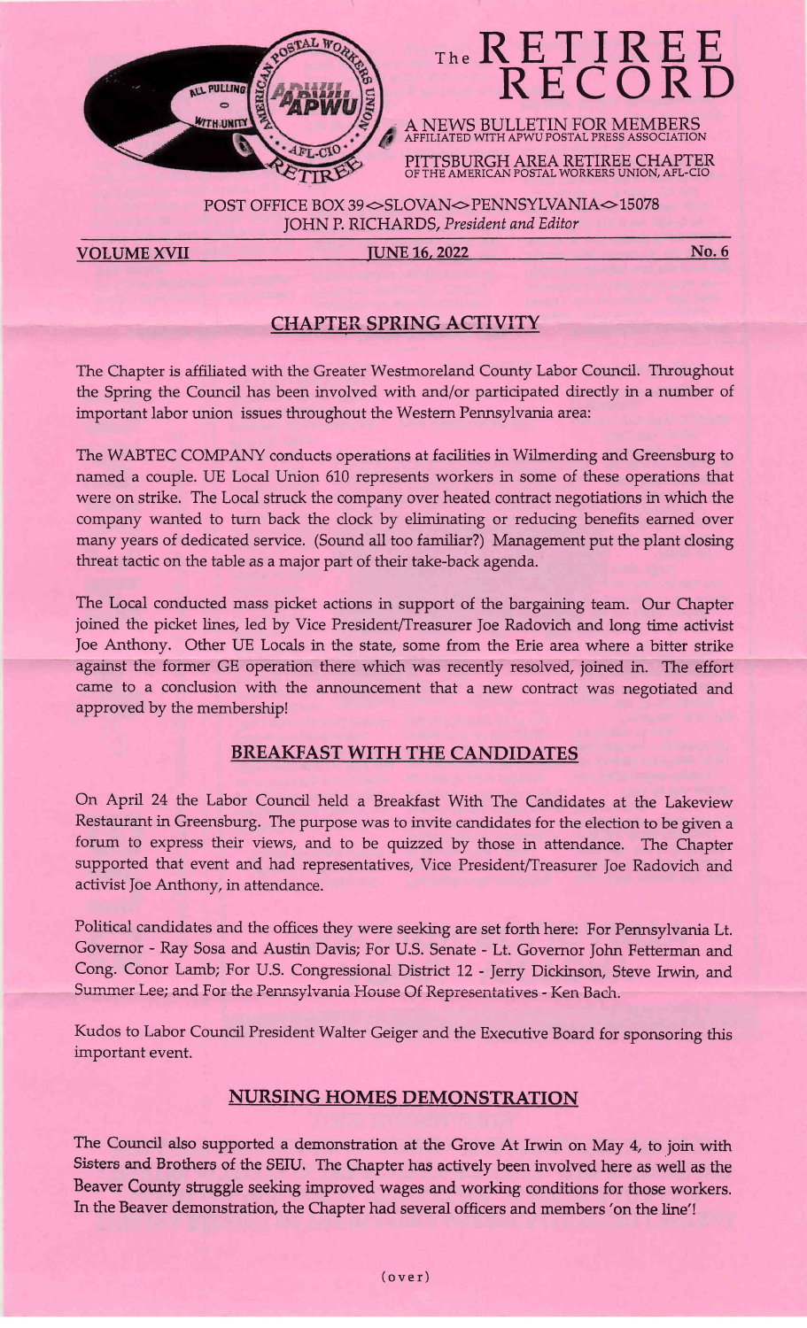# The RETIREE RECORD

A NEWS BULLETIN FOR MEMBERS
AFFILIATED WITH APWU POSTAL PRESS ASSOCIATION

PITTSBURGH AREA RETIREE CHAPTER
OF THE AMERICAN POSTAL WORKERS UNION, AFL-CIO

POST OFFICE BOX 39 ◇ SLOVAN ◇ PENNSYLVANIA ◇ 15078
JOHN P. RICHARDS, *President and Editor*

**VOLUME XVII** — **JUNE 16, 2022** — **No. 6**

## CHAPTER SPRING ACTIVITY

The Chapter is affiliated with the Greater Westmoreland County Labor Council. Throughout the Spring the Council has been involved with and/or participated directly in a number of important labor union issues throughout the Western Pennsylvania area:

The WABTEC COMPANY conducts operations at facilities in Wilmerding and Greensburg to named a couple. UE Local Union 610 represents workers in some of these operations that were on strike. The Local struck the company over heated contract negotiations in which the company wanted to turn back the clock by eliminating or reducing benefits earned over many years of dedicated service. (Sound all too familiar?) Management put the plant closing threat tactic on the table as a major part of their take-back agenda.

The Local conducted mass picket actions in support of the bargaining team. Our Chapter joined the picket lines, led by Vice President/Treasurer Joe Radovich and long time activist Joe Anthony. Other UE Locals in the state, some from the Erie area where a bitter strike against the former GE operation there which was recently resolved, joined in. The effort came to a conclusion with the announcement that a new contract was negotiated and approved by the membership!

## BREAKFAST WITH THE CANDIDATES

On April 24 the Labor Council held a Breakfast With The Candidates at the Lakeview Restaurant in Greensburg. The purpose was to invite candidates for the election to be given a forum to express their views, and to be quizzed by those in attendance. The Chapter supported that event and had representatives, Vice President/Treasurer Joe Radovich and activist Joe Anthony, in attendance.

Political candidates and the offices they were seeking are set forth here: For Pennsylvania Lt. Governor - Ray Sosa and Austin Davis; For U.S. Senate - Lt. Governor John Fetterman and Cong. Conor Lamb; For U.S. Congressional District 12 - Jerry Dickinson, Steve Irwin, and Summer Lee; and For the Pennsylvania House Of Representatives - Ken Bach.

Kudos to Labor Council President Walter Geiger and the Executive Board for sponsoring this important event.

## NURSING HOMES DEMONSTRATION

The Council also supported a demonstration at the Grove At Irwin on May 4, to join with Sisters and Brothers of the SEIU. The Chapter has actively been involved here as well as the Beaver County struggle seeking improved wages and working conditions for those workers. In the Beaver demonstration, the Chapter had several officers and members 'on the line'!

(over)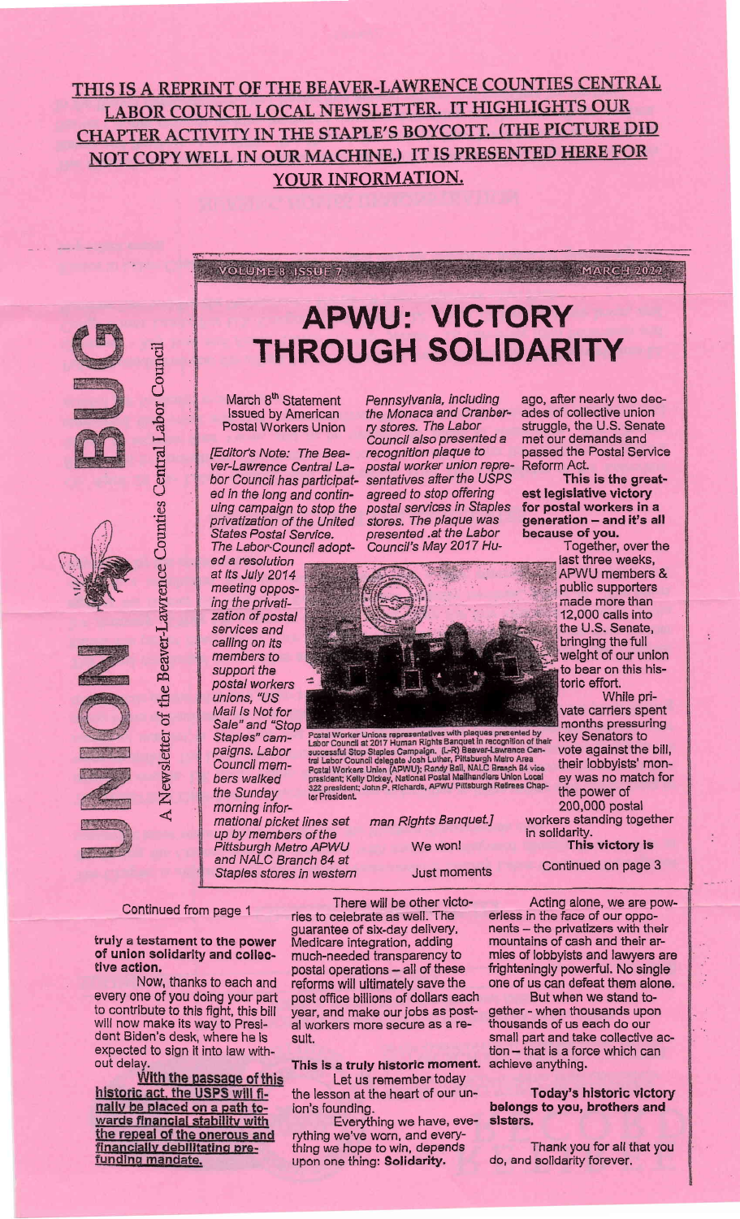**THIS IS A REPRINT OF THE BEAVER-LAWRENCE COUNTIES CENTRAL LABOR COUNCIL LOCAL NEWSLETTER. IT HIGHLIGHTS OUR CHAPTER ACTIVITY IN THE STAPLE'S BOYCOTT. (THE PICTURE DID NOT COPY WELL IN OUR MACHINE.) IT IS PRESENTED HERE FOR YOUR INFORMATION.**

UNION BUG

A Newsletter of the Beaver-Lawrence Counties Central Labor Council

VOLUME 8 ISSUE 7 MARCH 2022

# APWU: VICTORY THROUGH SOLIDARITY

March 8th Statement Issued by American Postal Workers Union

*[Editor's Note: The Beaver-Lawrence Central Labor Council has participated in the long and continuing campaign to stop the privatization of the United States Postal Service. The Labor Council adopted a resolution at its July 2014 meeting opposing the privatization of postal services and calling on its members to support the postal workers unions, "US Mail Is Not for Sale" and "Stop Staples" campaigns. Labor Council members walked the Sunday morning informational picket lines set up by members of the Pittsburgh Metro APWU and NALC Branch 84 at Staples stores in western Pennsylvania, including the Monaca and Cranberry stores. The Labor Council also presented a recognition plaque to postal worker union representatives after the USPS agreed to stop offering postal services in Staples stores. The plaque was presented at the Labor Council's May 2017 Human Rights Banquet.]*

Postal Worker Unions representatives with plaques presented by Labor Council at 2017 Human Rights Banquet in recognition of their successful Stop Staples Campaign. (L-R) Beaver-Lawrence Central Labor Council delegate Josh Luther, Pittsburgh Metro Area Postal Workers Union (APWU); Randy Ball, NALC Branch 84 vice president; Kelly Dickey, National Postal Mailhandlers Union Local 322 president; John P. Richards, APWU Pittsburgh Retirees Chapter President.

We won!

Just moments ago, after nearly two decades of collective union struggle, the U.S. Senate met our demands and passed the Postal Service Reform Act.

**This is the greatest legislative victory for postal workers in a generation – and it's all because of you.**

Together, over the last three weeks, APWU members & public supporters made more than 12,000 calls into the U.S. Senate, bringing the full weight of our union to bear on this historic effort.

While private carriers spent months pressuring key Senators to vote against the bill, their lobbyists' money was no match for the power of 200,000 postal workers standing together in solidarity.

**This victory is**

Continued on page 3

Continued from page 1

**truly a testament to the power of union solidarity and collective action.**

Now, thanks to each and every one of you doing your part to contribute to this fight, this bill will now make its way to President Biden's desk, where he is expected to sign it into law without delay.

**<u>With the passage of this historic act, the USPS will finally be placed on a path towards financial stability with the repeal of the onerous and financially debilitating prefunding mandate.</u>**

There will be other victories to celebrate as well. The guarantee of six-day delivery, Medicare integration, adding much-needed transparency to postal operations – all of these reforms will ultimately save the post office billions of dollars each year, and make our jobs as postal workers more secure as a result.

**This is a truly historic moment.**

Let us remember today the lesson at the heart of our union's founding.

Everything we have, everything we've won, and everything we hope to win, depends upon one thing: **Solidarity.**

Acting alone, we are powerless in the face of our opponents – the privatizers with their mountains of cash and their armies of lobbyists and lawyers are frighteningly powerful. No single one of us can defeat them alone.

But when we stand together - when thousands upon thousands of us each do our small part and take collective action – that is a force which can achieve anything.

**Today's historic victory belongs to you, brothers and sisters.**

Thank you for all that you do, and solidarity forever.